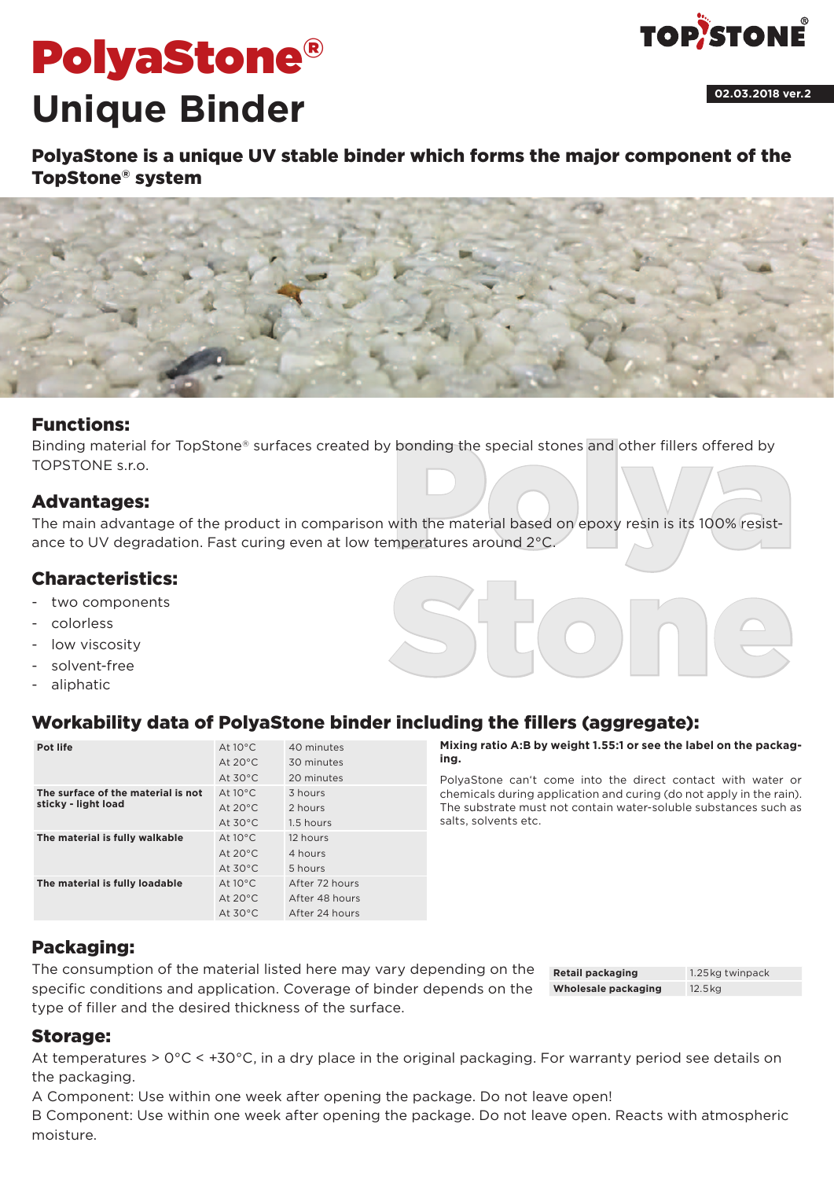# PolyaStone®

# Unique Binder

02.03.2018 ver.2

## PolyaStone is a unique UV stable binder which forms the major component of the TopStone® system

### Functions:

Binding material for TopStone® surfaces created by bonding the special stones and other fillers offered by TOPSTONE s.r.o.

### Advantages:

The main advantage of the product in comparison with the material based on epoxy resin is its 100% resistance to UV degradation. Fast curing even at low temperatures around 2°C.

### Characteristics:

- two components
- colorless
- low viscosity
- solvent-free
- aliphatic

### Workability data of PolyaStone binder including the fillers (aggregate):

| | | |
|---|---|---|
| **Pot life** | At 10°C | 40 minutes |
| | At 20°C | 30 minutes |
| | At 30°C | 20 minutes |
| **The surface of the material is not sticky - light load** | At 10°C | 3 hours |
| | At 20°C | 2 hours |
| | At 30°C | 1.5 hours |
| **The material is fully walkable** | At 10°C | 12 hours |
| | At 20°C | 4 hours |
| | At 30°C | 5 hours |
| **The material is fully loadable** | At 10°C | After 72 hours |
| | At 20°C | After 48 hours |
| | At 30°C | After 24 hours |

**Mixing ratio A:B by weight 1.55:1 or see the label on the packaging.**

PolyaStone can't come into the direct contact with water or chemicals during application and curing (do not apply in the rain). The substrate must not contain water-soluble substances such as salts, solvents etc.

### Packaging:

The consumption of the material listed here may vary depending on the specific conditions and application. Coverage of binder depends on the type of filler and the desired thickness of the surface.

| | |
|---|---|
| **Retail packaging** | 1.25kg twinpack |
| **Wholesale packaging** | 12.5kg |

### Storage:

At temperatures > 0°C < +30°C, in a dry place in the original packaging. For warranty period see details on the packaging.

A Component: Use within one week after opening the package. Do not leave open!

B Component: Use within one week after opening the package. Do not leave open. Reacts with atmospheric moisture.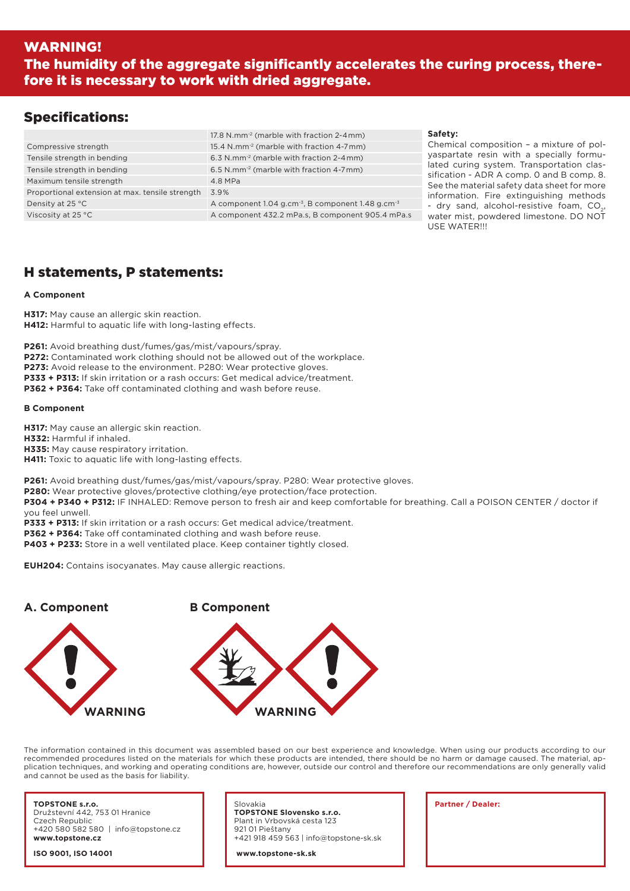## WARNING!

## The humidity of the aggregate significantly accelerates the curing process, therefore it is necessary to work with dried aggregate.

## Specifications:

| | |
|---|---|
| | 17.8 N.mm$^{-2}$ (marble with fraction 2-4 mm) |
| Compressive strength | 15.4 N.mm$^{-2}$ (marble with fraction 4-7 mm) |
| Tensile strength in bending | 6.3 N.mm$^{-2}$ (marble with fraction 2-4 mm) |
| Tensile strength in bending | 6.5 N.mm$^{-2}$ (marble with fraction 4-7 mm) |
| Maximum tensile strength | 4.8 MPa |
| Proportional extension at max. tensile strength | 3.9% |
| Density at 25 °C | A component 1.04 g.cm$^{-3}$, B component 1.48 g.cm$^{-3}$ |
| Viscosity at 25 °C | A component 432.2 mPa.s, B component 905.4 mPa.s |

**Safety:**
Chemical composition – a mixture of polyaspartate resin with a specially formulated curing system. Transportation classification - ADR A comp. 0 and B comp. 8. See the material safety data sheet for more information. Fire extinguishing methods - dry sand, alcohol-resistive foam, $CO_2$, water mist, powdered limestone. DO NOT USE WATER!!!

## H statements, P statements:

**A Component**

**H317:** May cause an allergic skin reaction.
**H412:** Harmful to aquatic life with long-lasting effects.

**P261:** Avoid breathing dust/fumes/gas/mist/vapours/spray.
**P272:** Contaminated work clothing should not be allowed out of the workplace.
**P273:** Avoid release to the environment. P280: Wear protective gloves.
**P333 + P313:** If skin irritation or a rash occurs: Get medical advice/treatment.
**P362 + P364:** Take off contaminated clothing and wash before reuse.

**B Component**

**H317:** May cause an allergic skin reaction.
**H332:** Harmful if inhaled.
**H335:** May cause respiratory irritation.
**H411:** Toxic to aquatic life with long-lasting effects.

**P261:** Avoid breathing dust/fumes/gas/mist/vapours/spray. P280: Wear protective gloves.
**P280:** Wear protective gloves/protective clothing/eye protection/face protection.
**P304 + P340 + P312:** IF INHALED: Remove person to fresh air and keep comfortable for breathing. Call a POISON CENTER / doctor if you feel unwell.
**P333 + P313:** If skin irritation or a rash occurs: Get medical advice/treatment.
**P362 + P364:** Take off contaminated clothing and wash before reuse.
**P403 + P233:** Store in a well ventilated place. Keep container tightly closed.

**EUH204:** Contains isocyanates. May cause allergic reactions.

**A. Component**

WARNING

**B Component**

WARNING

The information contained in this document was assembled based on our best experience and knowledge. When using our products according to our recommended procedures listed on the materials for which these products are intended, there should be no harm or damage caused. The material, application techniques, and working and operating conditions are, however, outside our control and therefore our recommendations are only generally valid and cannot be used as the basis for liability.

**TOPSTONE s.r.o.**
Družstevní 442, 753 01 Hranice
Czech Republic
+420 580 582 580 | info@topstone.cz
**www.topstone.cz**

**ISO 9001, ISO 14001**

Slovakia
**TOPSTONE Slovensko s.r.o.**
Plant in Vrbovská cesta 123
921 01 Piešťany
+421 918 459 563 | info@topstone-sk.sk

**www.topstone-sk.sk**

**Partner / Dealer:**